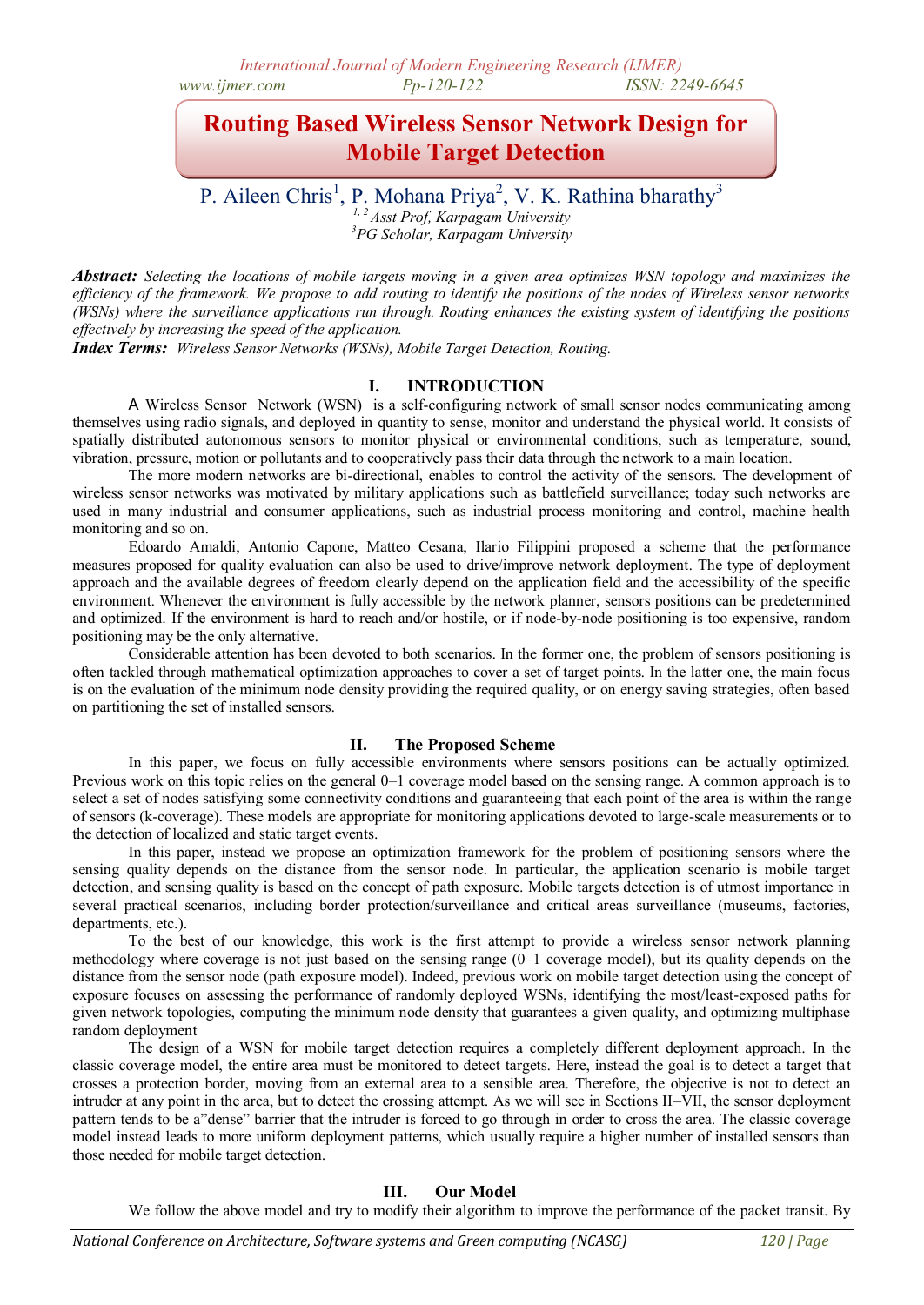# Routing Based Wireless Sensor Network Design for Mobile Target Detection

P. Aileen Chris[1], P. Mohana Priya[2], V. K. Rathina bharathy[3]

[1, 2] *Asst Prof, Karpagam University*
[3] *PG Scholar, Karpagam University*

***Abstract:*** *Selecting the locations of mobile targets moving in a given area optimizes WSN topology and maximizes the efficiency of the framework. We propose to add routing to identify the positions of the nodes of Wireless sensor networks (WSNs) where the surveillance applications run through. Routing enhances the existing system of identifying the positions effectively by increasing the speed of the application.*

***Index Terms:*** *Wireless Sensor Networks (WSNs), Mobile Target Detection, Routing.*

## I. INTRODUCTION

A Wireless Sensor Network (WSN) is a self-configuring network of small sensor nodes communicating among themselves using radio signals, and deployed in quantity to sense, monitor and understand the physical world. It consists of spatially distributed autonomous sensors to monitor physical or environmental conditions, such as temperature, sound, vibration, pressure, motion or pollutants and to cooperatively pass their data through the network to a main location.

The more modern networks are bi-directional, enables to control the activity of the sensors. The development of wireless sensor networks was motivated by military applications such as battlefield surveillance; today such networks are used in many industrial and consumer applications, such as industrial process monitoring and control, machine health monitoring and so on.

Edoardo Amaldi, Antonio Capone, Matteo Cesana, Ilario Filippini proposed a scheme that the performance measures proposed for quality evaluation can also be used to drive/improve network deployment. The type of deployment approach and the available degrees of freedom clearly depend on the application field and the accessibility of the specific environment. Whenever the environment is fully accessible by the network planner, sensors positions can be predetermined and optimized. If the environment is hard to reach and/or hostile, or if node-by-node positioning is too expensive, random positioning may be the only alternative.

Considerable attention has been devoted to both scenarios. In the former one, the problem of sensors positioning is often tackled through mathematical optimization approaches to cover a set of target points. In the latter one, the main focus is on the evaluation of the minimum node density providing the required quality, or on energy saving strategies, often based on partitioning the set of installed sensors.

## II. The Proposed Scheme

In this paper, we focus on fully accessible environments where sensors positions can be actually optimized. Previous work on this topic relies on the general 0–1 coverage model based on the sensing range. A common approach is to select a set of nodes satisfying some connectivity conditions and guaranteeing that each point of the area is within the range of sensors (k-coverage). These models are appropriate for monitoring applications devoted to large-scale measurements or to the detection of localized and static target events.

In this paper, instead we propose an optimization framework for the problem of positioning sensors where the sensing quality depends on the distance from the sensor node. In particular, the application scenario is mobile target detection, and sensing quality is based on the concept of path exposure. Mobile targets detection is of utmost importance in several practical scenarios, including border protection/surveillance and critical areas surveillance (museums, factories, departments, etc.).

To the best of our knowledge, this work is the first attempt to provide a wireless sensor network planning methodology where coverage is not just based on the sensing range (0–1 coverage model), but its quality depends on the distance from the sensor node (path exposure model). Indeed, previous work on mobile target detection using the concept of exposure focuses on assessing the performance of randomly deployed WSNs, identifying the most/least-exposed paths for given network topologies, computing the minimum node density that guarantees a given quality, and optimizing multiphase random deployment

The design of a WSN for mobile target detection requires a completely different deployment approach. In the classic coverage model, the entire area must be monitored to detect targets. Here, instead the goal is to detect a target that crosses a protection border, moving from an external area to a sensible area. Therefore, the objective is not to detect an intruder at any point in the area, but to detect the crossing attempt. As we will see in Sections II–VII, the sensor deployment pattern tends to be a"dense" barrier that the intruder is forced to go through in order to cross the area. The classic coverage model instead leads to more uniform deployment patterns, which usually require a higher number of installed sensors than those needed for mobile target detection.

## III. Our Model

We follow the above model and try to modify their algorithm to improve the performance of the packet transit. By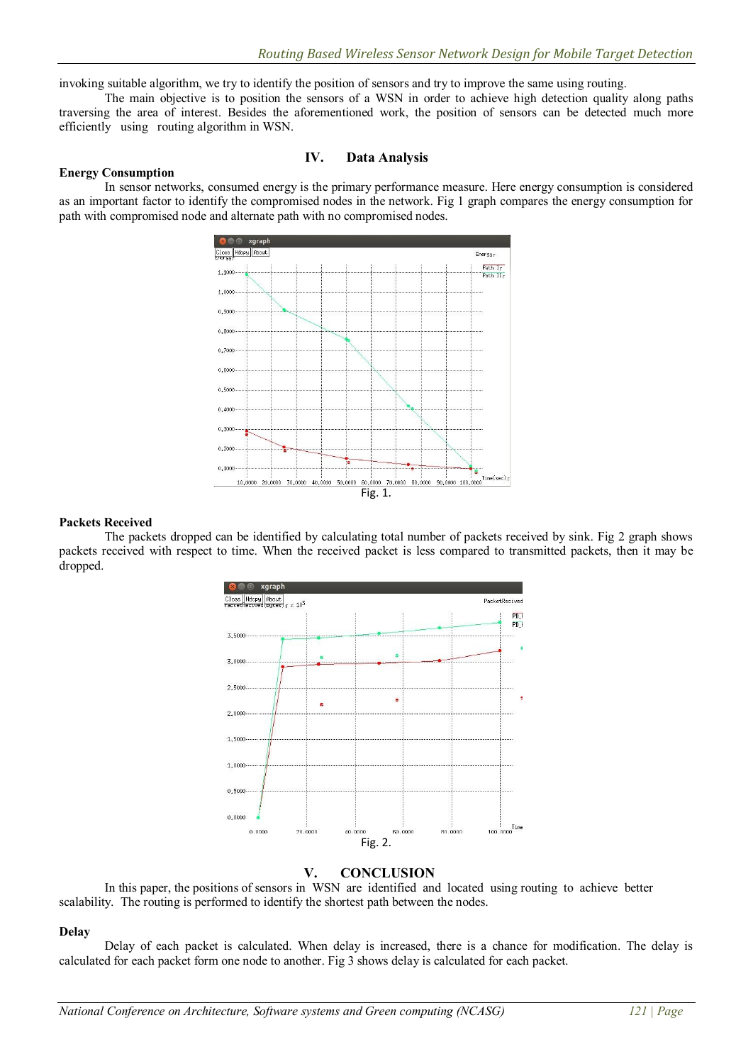invoking suitable algorithm, we try to identify the position of sensors and try to improve the same using routing.

The main objective is to position the sensors of a WSN in order to achieve high detection quality along paths traversing the area of interest. Besides the aforementioned work, the position of sensors can be detected much more efficiently using routing algorithm in WSN.

## IV. Data Analysis

### Energy Consumption

In sensor networks, consumed energy is the primary performance measure. Here energy consumption is considered as an important factor to identify the compromised nodes in the network. Fig 1 graph compares the energy consumption for path with compromised node and alternate path with no compromised nodes.

Fig. 1.

### Packets Received

The packets dropped can be identified by calculating total number of packets received by sink. Fig 2 graph shows packets received with respect to time. When the received packet is less compared to transmitted packets, then it may be dropped.

Fig. 2.

## V. CONCLUSION

In this paper, the positions of sensors in WSN are identified and located using routing to achieve better scalability. The routing is performed to identify the shortest path between the nodes.

### Delay

Delay of each packet is calculated. When delay is increased, there is a chance for modification. The delay is calculated for each packet form one node to another. Fig 3 shows delay is calculated for each packet.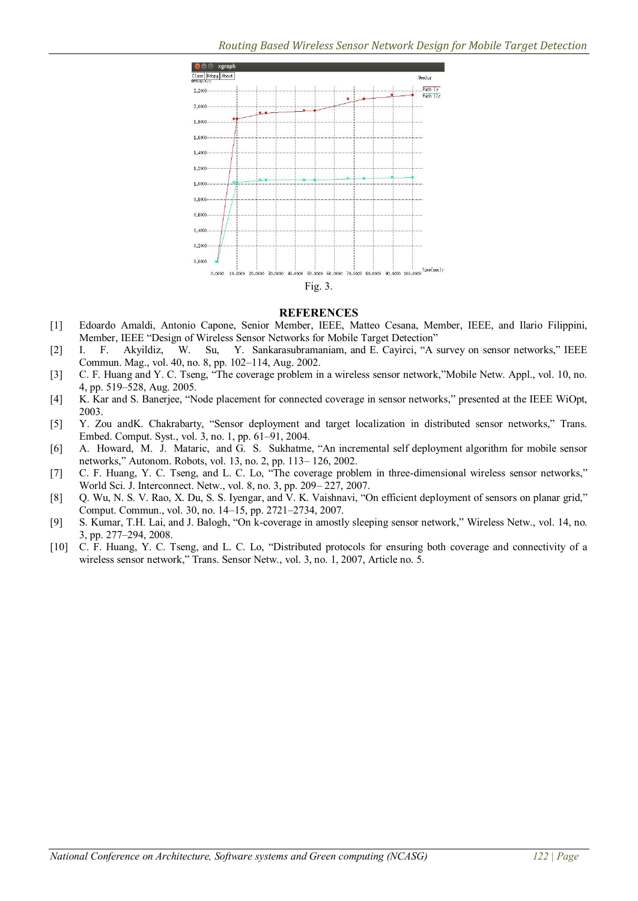xgraph

Close Hdcpy About

Delay(s)

Delay

Path I

Path II

2.2000

2.0000

1.8000

1.6000

1.4000

1.2000

1.0000

0.8000

0.6000

0.4000

0.2000

0.0000

0.0000 10.0000 20.0000 30.0000 40.0000 50.0000 60.0000 70.0000 80.0000 90.0000 100.0000

Time(sec)

Fig. 3.

## REFERENCES

[1] Edoardo Amaldi, Antonio Capone, Senior Member, IEEE, Matteo Cesana, Member, IEEE, and Ilario Filippini, Member, IEEE "Design of Wireless Sensor Networks for Mobile Target Detection"

[2] I. F. Akyildiz, W. Su, Y. Sankarasubramaniam, and E. Cayirci, "A survey on sensor networks," IEEE Commun. Mag., vol. 40, no. 8, pp. 102–114, Aug. 2002.

[3] C. F. Huang and Y. C. Tseng, "The coverage problem in a wireless sensor network,"Mobile Netw. Appl., vol. 10, no. 4, pp. 519–528, Aug. 2005.

[4] K. Kar and S. Banerjee, "Node placement for connected coverage in sensor networks," presented at the IEEE WiOpt, 2003.

[5] Y. Zou andK. Chakrabarty, "Sensor deployment and target localization in distributed sensor networks," Trans. Embed. Comput. Syst., vol. 3, no. 1, pp. 61–91, 2004.

[6] A. Howard, M. J. Mataric, and G. S. Sukhatme, "An incremental self deployment algorithm for mobile sensor networks," Autonom. Robots, vol. 13, no. 2, pp. 113– 126, 2002.

[7] C. F. Huang, Y. C. Tseng, and L. C. Lo, "The coverage problem in three-dimensional wireless sensor networks," World Sci. J. Interconnect. Netw., vol. 8, no. 3, pp. 209– 227, 2007.

[8] Q. Wu, N. S. V. Rao, X. Du, S. S. Iyengar, and V. K. Vaishnavi, "On efficient deployment of sensors on planar grid," Comput. Commun., vol. 30, no. 14–15, pp. 2721–2734, 2007.

[9] S. Kumar, T.H. Lai, and J. Balogh, "On k-coverage in amostly sleeping sensor network," Wireless Netw., vol. 14, no. 3, pp. 277–294, 2008.

[10] C. F. Huang, Y. C. Tseng, and L. C. Lo, "Distributed protocols for ensuring both coverage and connectivity of a wireless sensor network," Trans. Sensor Netw., vol. 3, no. 1, 2007, Article no. 5.